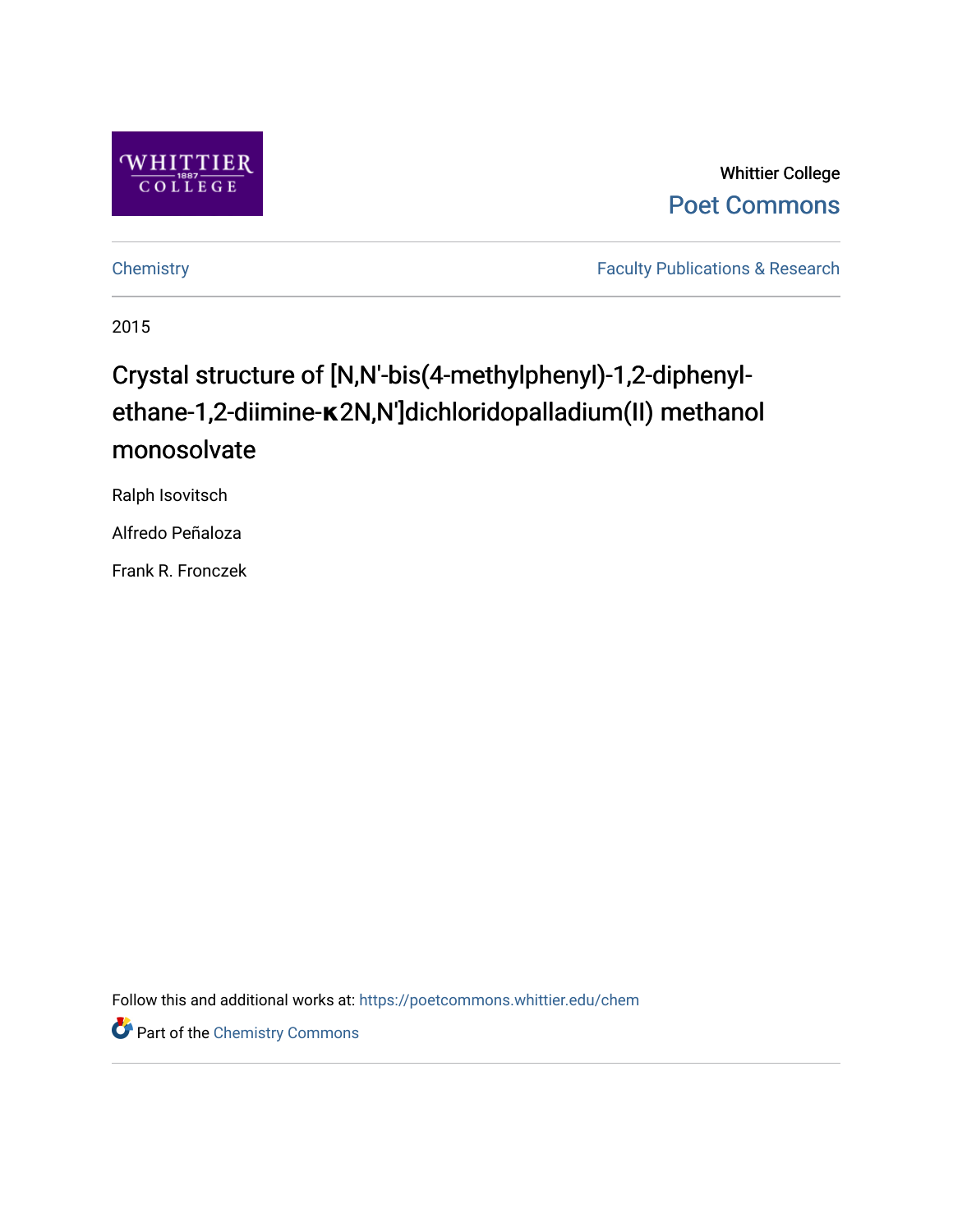Whittier College

Poet Commons

Chemistry

Faculty Publications & Research

2015

# Crystal structure of [N,N'-bis(4-methylphenyl)-1,2-diphenyl-ethane-1,2-diimine-κ2N,N']dichloridopalladium(II) methanol monosolvate

Ralph Isovitsch

Alfredo Peñaloza

Frank R. Fronczek

Follow this and additional works at: https://poetcommons.whittier.edu/chem

Part of the Chemistry Commons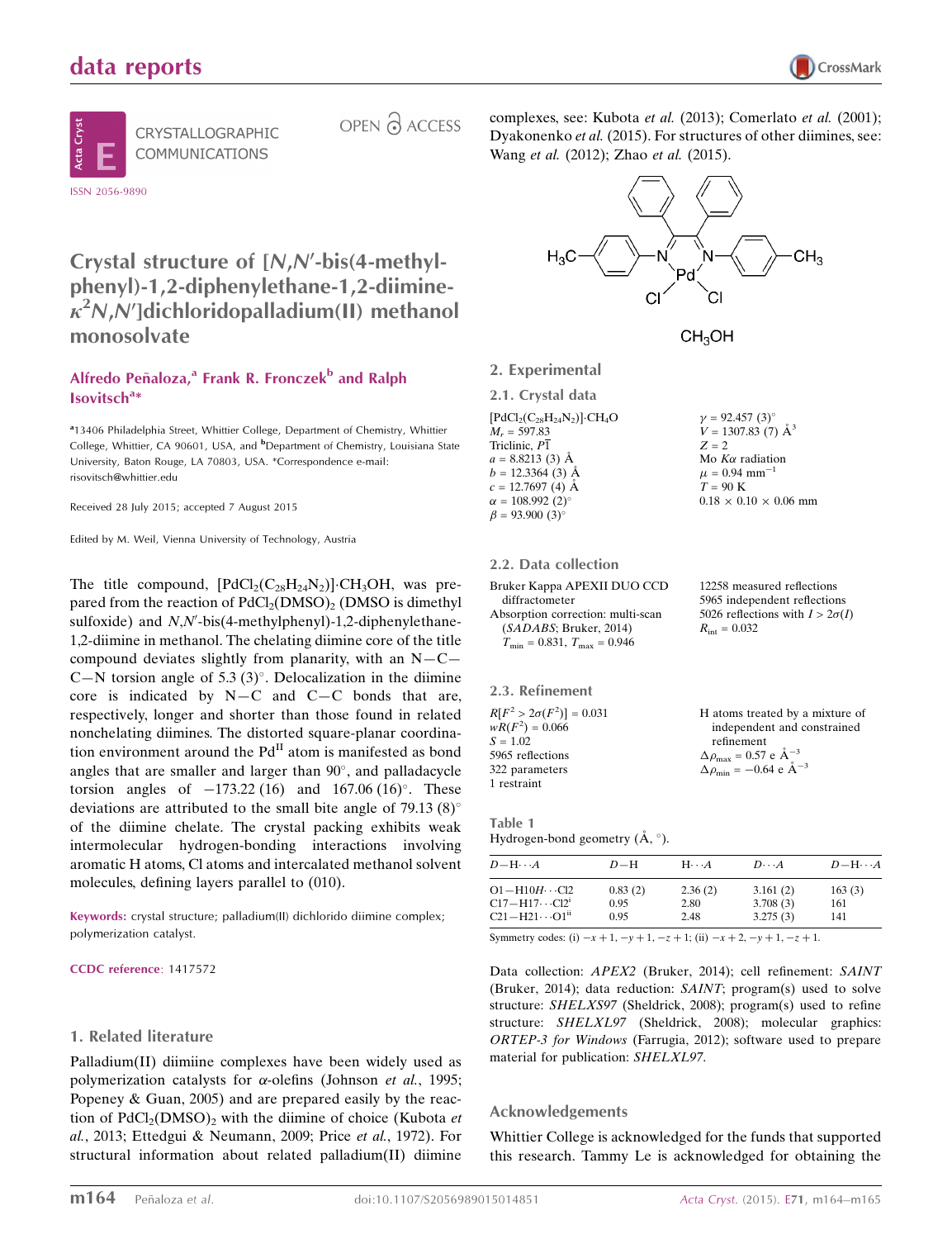# data reports

CRYSTALLOGRAPHIC COMMUNICATIONS

OPEN ACCESS

ISSN 2056-9890

# Crystal structure of [$N$,$N'$-bis(4-methylphenyl)-1,2-diphenylethane-1,2-diimine-$\kappa^2N$,$N'$]dichloridopalladium(II) methanol monosolvate

**Alfredo Peñaloza,[a] Frank R. Fronczek[b] and Ralph Isovitsch[a]***

[a]13406 Philadelphia Street, Whittier College, Department of Chemistry, Whittier College, Whittier, CA 90601, USA, and [b]Department of Chemistry, Louisiana State University, Baton Rouge, LA 70803, USA. *Correspondence e-mail: risovitsch@whittier.edu

Received 28 July 2015; accepted 7 August 2015

Edited by M. Weil, Vienna University of Technology, Austria

The title compound, $[PdCl_2(C_{28}H_{24}N_2)]\cdot CH_3OH$, was prepared from the reaction of $PdCl_2(DMSO)_2$ (DMSO is dimethyl sulfoxide) and $N$,$N'$-bis(4-methylphenyl)-1,2-diphenylethane-1,2-diimine in methanol. The chelating diimine core of the title compound deviates slightly from planarity, with an N—C—C—N torsion angle of 5.3 (3)°. Delocalization in the diimine core is indicated by N—C and C—C bonds that are, respectively, longer and shorter than those found in related nonchelating diimines. The distorted square-planar coordination environment around the Pd[II] atom is manifested as bond angles that are smaller and larger than 90°, and palladacycle torsion angles of −173.22 (16) and 167.06 (16)°. These deviations are attributed to the small bite angle of 79.13 (8)° of the diimine chelate. The crystal packing exhibits weak intermolecular hydrogen-bonding interactions involving aromatic H atoms, Cl atoms and intercalated methanol solvent molecules, defining layers parallel to (010).

**Keywords:** crystal structure; palladium(II) dichlorido diimine complex; polymerization catalyst.

**CCDC reference**: 1417572

## 1. Related literature

Palladium(II) diimiine complexes have been widely used as polymerization catalysts for $\alpha$-olefins (Johnson *et al.*, 1995; Popeney & Guan, 2005) and are prepared easily by the reaction of $PdCl_2(DMSO)_2$ with the diimine of choice (Kubota *et al.*, 2013; Ettedgui & Neumann, 2009; Price *et al.*, 1972). For structural information about related palladium(II) diimine complexes, see: Kubota *et al.* (2013); Comerlato *et al.* (2001); Dyakonenko *et al.* (2015). For structures of other diimines, see: Wang *et al.* (2012); Zhao *et al.* (2015).

## 2. Experimental

### 2.1. Crystal data

$[PdCl_2(C_{28}H_{24}N_2)]\cdot CH_4O$
$M_r = 597.83$
Triclinic, $P\overline{1}$
$a = 8.8213$ (3) Å
$b = 12.3364$ (3) Å
$c = 12.7697$ (4) Å
$\alpha = 108.992$ (2)°
$\beta = 93.900$ (3)°
$\gamma = 92.457$ (3)°
$V = 1307.83$ (7) Å$^3$
$Z = 2$
Mo $K\alpha$ radiation
$\mu = 0.94$ mm$^{-1}$
$T = 90$ K
$0.18 \times 0.10 \times 0.06$ mm

### 2.2. Data collection

Bruker Kappa APEXII DUO CCD diffractometer
Absorption correction: multi-scan (*SADABS*; Bruker, 2014)
$T_{min} = 0.831$, $T_{max} = 0.946$
12258 measured reflections
5965 independent reflections
5026 reflections with $I > 2\sigma(I)$
$R_{int} = 0.032$

### 2.3. Refinement

$R[F^2 > 2\sigma(F^2)] = 0.031$
$wR(F^2) = 0.066$
$S = 1.02$
5965 reflections
322 parameters
1 restraint
H atoms treated by a mixture of independent and constrained refinement
$\Delta\rho_{max} = 0.57$ e Å$^{-3}$
$\Delta\rho_{min} = -0.64$ e Å$^{-3}$

**Table 1**
Hydrogen-bond geometry (Å, °).

| $D$—H···$A$ | $D$—H | H···$A$ | $D$···$A$ | $D$—H···$A$ |
|---|---|---|---|---|
| O1—H10$H$···Cl2 | 0.83 (2) | 2.36 (2) | 3.161 (2) | 163 (3) |
| C17—H17···Cl2[i] | 0.95 | 2.80 | 3.708 (3) | 161 |
| C21—H21···O1[ii] | 0.95 | 2.48 | 3.275 (3) | 141 |

Symmetry codes: (i) $-x+1, -y+1, -z+1$; (ii) $-x+2, -y+1, -z+1$.

Data collection: *APEX2* (Bruker, 2014); cell refinement: *SAINT* (Bruker, 2014); data reduction: *SAINT*; program(s) used to solve structure: *SHELXS97* (Sheldrick, 2008); program(s) used to refine structure: *SHELXL97* (Sheldrick, 2008); molecular graphics: *ORTEP-3 for Windows* (Farrugia, 2012); software used to prepare material for publication: *SHELXL97*.

### Acknowledgements

Whittier College is acknowledged for the funds that supported this research. Tammy Le is acknowledged for obtaining the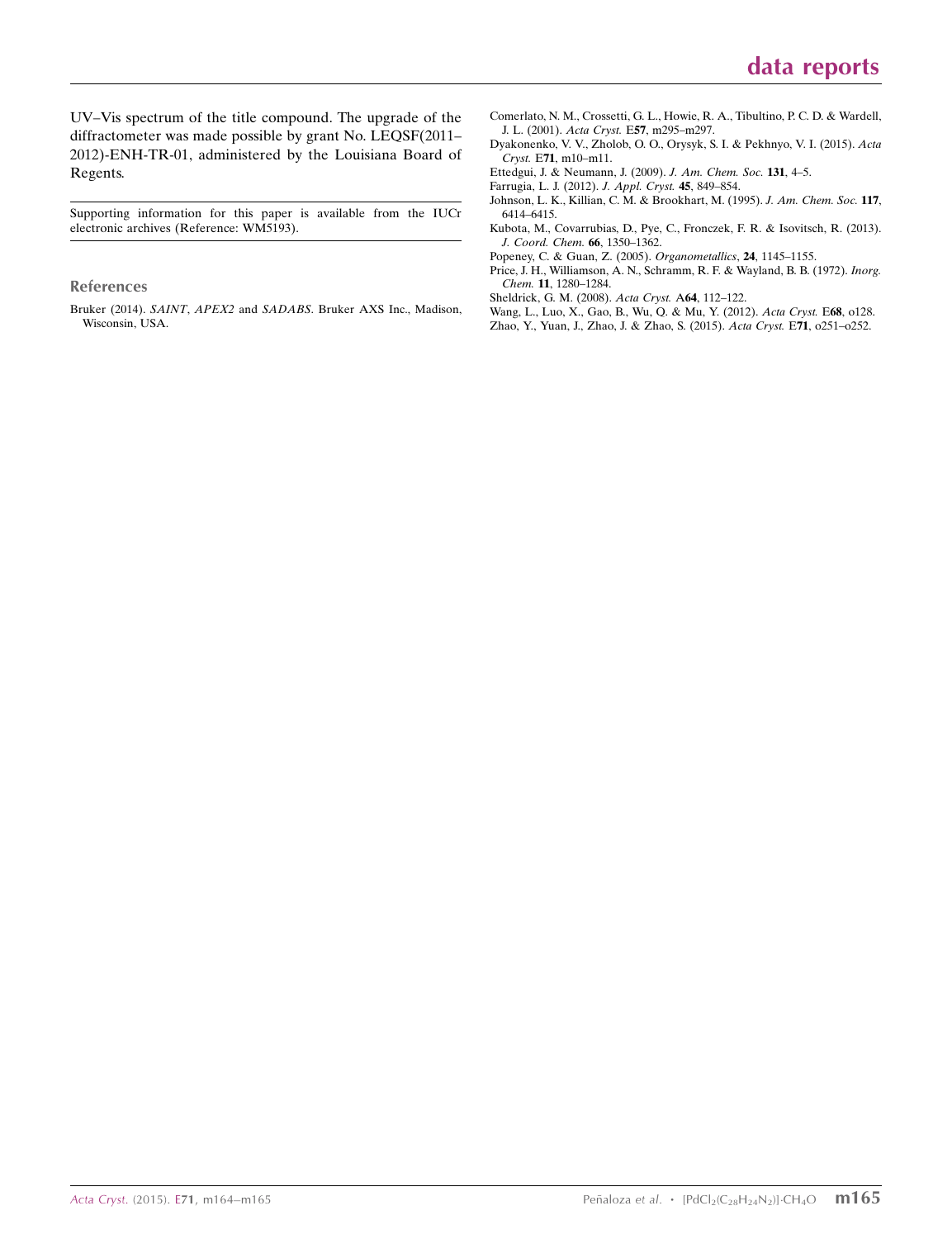UV–Vis spectrum of the title compound. The upgrade of the diffractometer was made possible by grant No. LEQSF(2011–2012)-ENH-TR-01, administered by the Louisiana Board of Regents.

Supporting information for this paper is available from the IUCr electronic archives (Reference: WM5193).

## References

Bruker (2014). *SAINT*, *APEX2* and *SADABS*. Bruker AXS Inc., Madison, Wisconsin, USA.

Comerlato, N. M., Crossetti, G. L., Howie, R. A., Tibultino, P. C. D. & Wardell, J. L. (2001). *Acta Cryst.* E**57**, m295–m297.

Dyakonenko, V. V., Zholob, O. O., Orysyk, S. I. & Pekhnyo, V. I. (2015). *Acta Cryst.* E**71**, m10–m11.

Ettedgui, J. & Neumann, J. (2009). *J. Am. Chem. Soc.* **131**, 4–5.

Farrugia, L. J. (2012). *J. Appl. Cryst.* **45**, 849–854.

Johnson, L. K., Killian, C. M. & Brookhart, M. (1995). *J. Am. Chem. Soc.* **117**, 6414–6415.

Kubota, M., Covarrubias, D., Pye, C., Fronczek, F. R. & Isovitsch, R. (2013). *J. Coord. Chem.* **66**, 1350–1362.

Popeney, C. & Guan, Z. (2005). *Organometallics*, **24**, 1145–1155.

Price, J. H., Williamson, A. N., Schramm, R. F. & Wayland, B. B. (1972). *Inorg. Chem.* **11**, 1280–1284.

Sheldrick, G. M. (2008). *Acta Cryst.* A**64**, 112–122.

Wang, L., Luo, X., Gao, B., Wu, Q. & Mu, Y. (2012). *Acta Cryst.* E**68**, o128.

Zhao, Y., Yuan, J., Zhao, J. & Zhao, S. (2015). *Acta Cryst.* E**71**, o251–o252.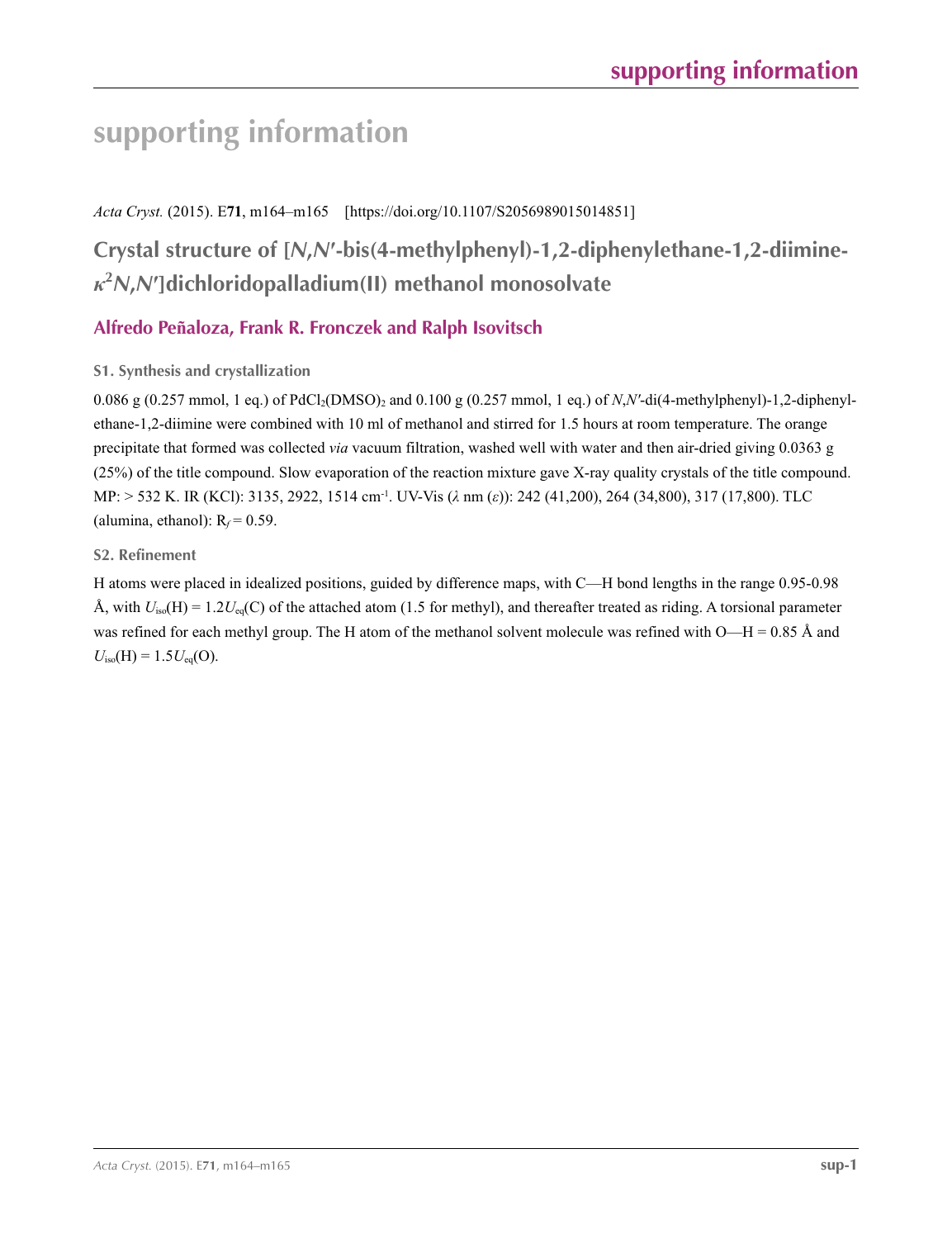# supporting information

*Acta Cryst.* (2015). E**71**, m164–m165 [https://doi.org/10.1107/S2056989015014851]

## Crystal structure of [*N*,*N*′-bis(4-methylphenyl)-1,2-diphenylethane-1,2-diimine-$\kappa^2 N,N'$]dichloridopalladium(II) methanol monosolvate

### Alfredo Peñaloza, Frank R. Fronczek and Ralph Isovitsch

#### S1. Synthesis and crystallization

0.086 g (0.257 mmol, 1 eq.) of $PdCl_2(DMSO)_2$ and 0.100 g (0.257 mmol, 1 eq.) of *N*,*N*′-di(4-methylphenyl)-1,2-diphenylethane-1,2-diimine were combined with 10 ml of methanol and stirred for 1.5 hours at room temperature. The orange precipitate that formed was collected *via* vacuum filtration, washed well with water and then air-dried giving 0.0363 g (25%) of the title compound. Slow evaporation of the reaction mixture gave X-ray quality crystals of the title compound. MP: > 532 K. IR (KCl): 3135, 2922, 1514 $cm^{-1}$. UV-Vis ($\lambda$ nm ($\varepsilon$)): 242 (41,200), 264 (34,800), 317 (17,800). TLC (alumina, ethanol): $R_f$ = 0.59.

#### S2. Refinement

H atoms were placed in idealized positions, guided by difference maps, with C—H bond lengths in the range 0.95-0.98 Å, with $U_{iso}(H) = 1.2U_{eq}(C)$ of the attached atom (1.5 for methyl), and thereafter treated as riding. A torsional parameter was refined for each methyl group. The H atom of the methanol solvent molecule was refined with O—H = 0.85 Å and $U_{iso}(H) = 1.5U_{eq}(O)$.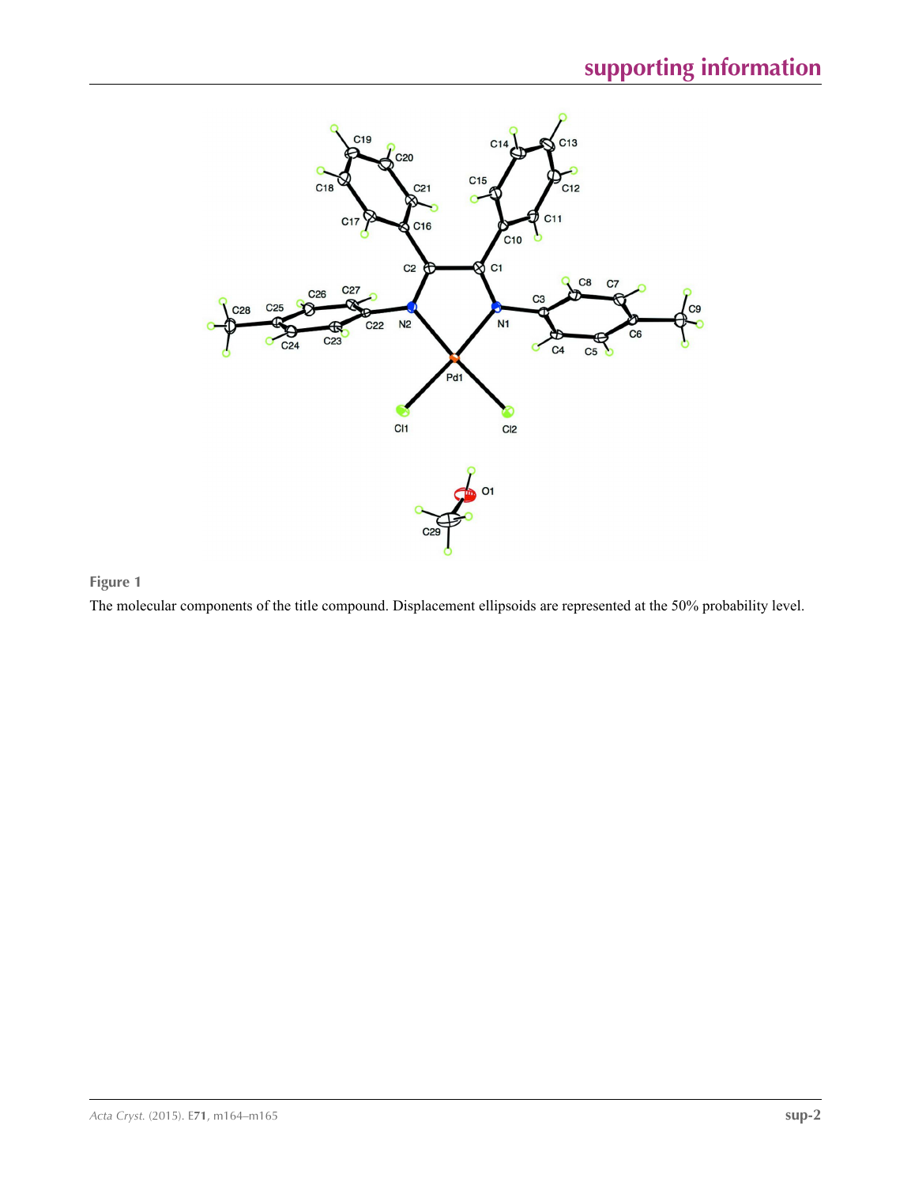**Figure 1**

The molecular components of the title compound. Displacement ellipsoids are represented at the 50% probability level.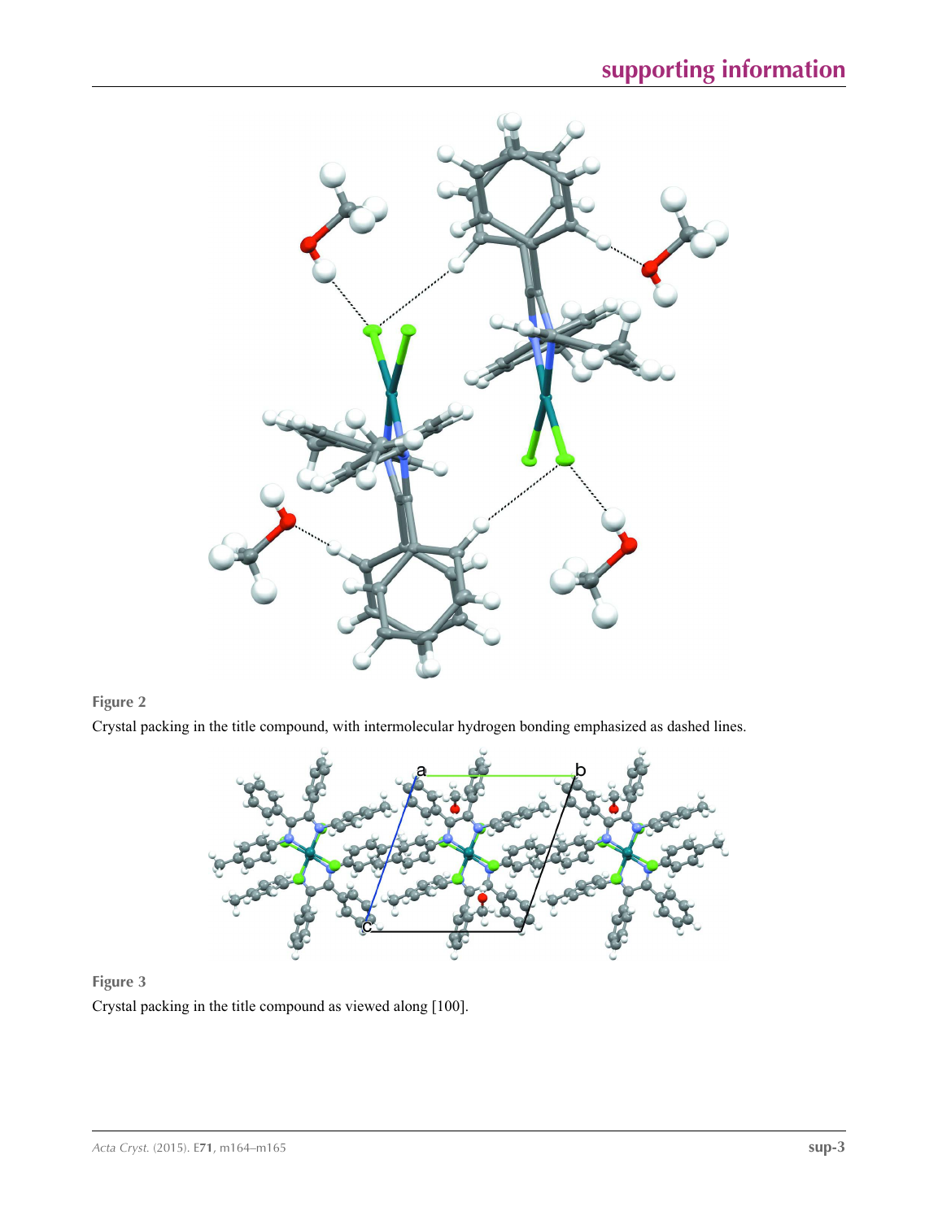**Figure 2**

Crystal packing in the title compound, with intermolecular hydrogen bonding emphasized as dashed lines.

**Figure 3**

Crystal packing in the title compound as viewed along [100].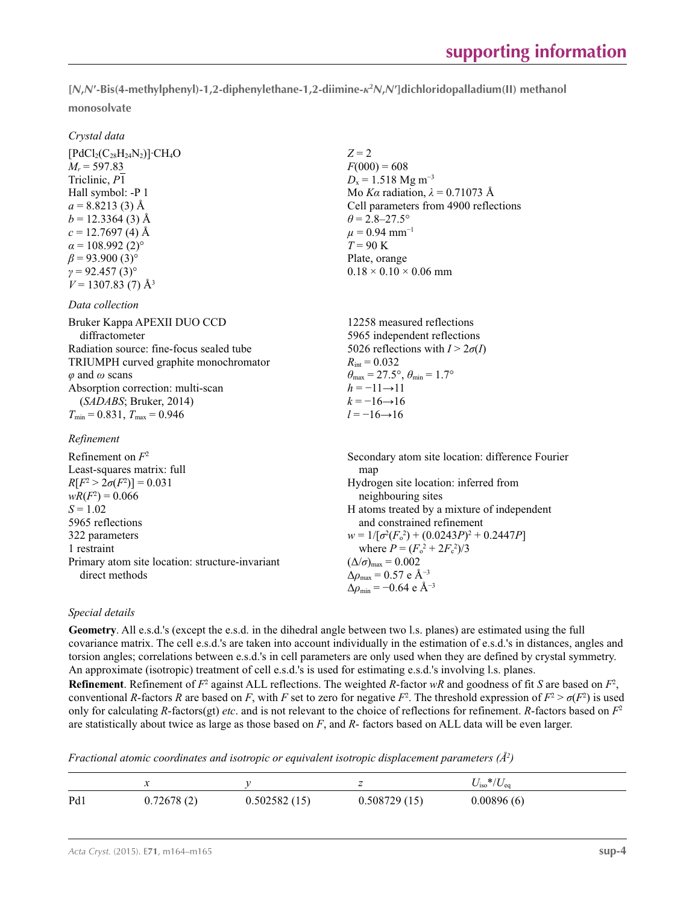**[*N*,*N*′-Bis(4-methylphenyl)-1,2-diphenylethane-1,2-diimine-$\kappa^2N,N'$]dichloridopalladium(II) methanol monosolvate**

*Crystal data*

$[PdCl_2(C_{28}H_{24}N_2)]\cdot CH_4O$
$M_r = 597.83$
Triclinic, $P\overline{1}$
Hall symbol: -P 1
$a = 8.8213$ (3) Å
$b = 12.3364$ (3) Å
$c = 12.7697$ (4) Å
$\alpha = 108.992$ (2)°
$\beta = 93.900$ (3)°
$\gamma = 92.457$ (3)°
$V = 1307.83$ (7) Å$^3$
$Z = 2$
$F(000) = 608$
$D_x = 1.518$ Mg m$^{-3}$
Mo $K\alpha$ radiation, $\lambda = 0.71073$ Å
Cell parameters from 4900 reflections
$\theta = 2.8$–$27.5°$
$\mu = 0.94$ mm$^{-1}$
$T = 90$ K
Plate, orange
0.18 × 0.10 × 0.06 mm

*Data collection*

Bruker Kappa APEXII DUO CCD diffractometer
Radiation source: fine-focus sealed tube
TRIUMPH curved graphite monochromator
$\varphi$ and $\omega$ scans
Absorption correction: multi-scan (*SADABS*; Bruker, 2014)
$T_{min} = 0.831$, $T_{max} = 0.946$
12258 measured reflections
5965 independent reflections
5026 reflections with $I > 2\sigma(I)$
$R_{int} = 0.032$
$\theta_{max} = 27.5°$, $\theta_{min} = 1.7°$
$h = -11 \rightarrow 11$
$k = -16 \rightarrow 16$
$l = -16 \rightarrow 16$

*Refinement*

Refinement on $F^2$
Least-squares matrix: full
$R[F^2 > 2\sigma(F^2)] = 0.031$
$wR(F^2) = 0.066$
$S = 1.02$
5965 reflections
322 parameters
1 restraint
Primary atom site location: structure-invariant direct methods
Secondary atom site location: difference Fourier map
Hydrogen site location: inferred from neighbouring sites
H atoms treated by a mixture of independent and constrained refinement
$w = 1/[\sigma^2(F_o^2) + (0.0243P)^2 + 0.2447P]$ where $P = (F_o^2 + 2F_c^2)/3$
$(\Delta/\sigma)_{max} = 0.002$
$\Delta\rho_{max} = 0.57$ e Å$^{-3}$
$\Delta\rho_{min} = -0.64$ e Å$^{-3}$

*Special details*

**Geometry**. All e.s.d.'s (except the e.s.d. in the dihedral angle between two l.s. planes) are estimated using the full covariance matrix. The cell e.s.d.'s are taken into account individually in the estimation of e.s.d.'s in distances, angles and torsion angles; correlations between e.s.d.'s in cell parameters are only used when they are defined by crystal symmetry. An approximate (isotropic) treatment of cell e.s.d.'s is used for estimating e.s.d.'s involving l.s. planes.

**Refinement**. Refinement of $F^2$ against ALL reflections. The weighted *R*-factor *wR* and goodness of fit *S* are based on $F^2$, conventional *R*-factors *R* are based on *F*, with *F* set to zero for negative $F^2$. The threshold expression of $F^2 > \sigma(F^2)$ is used only for calculating *R*-factors(gt) *etc*. and is not relevant to the choice of reflections for refinement. *R*-factors based on $F^2$ are statistically about twice as large as those based on *F*, and *R*- factors based on ALL data will be even larger.

*Fractional atomic coordinates and isotropic or equivalent isotropic displacement parameters (Å$^2$)*

| | *x* | *y* | *z* | $U_{iso}$*/$U_{eq}$ |
|---|---|---|---|---|
| Pd1 | 0.72678 (2) | 0.502582 (15) | 0.508729 (15) | 0.00896 (6) |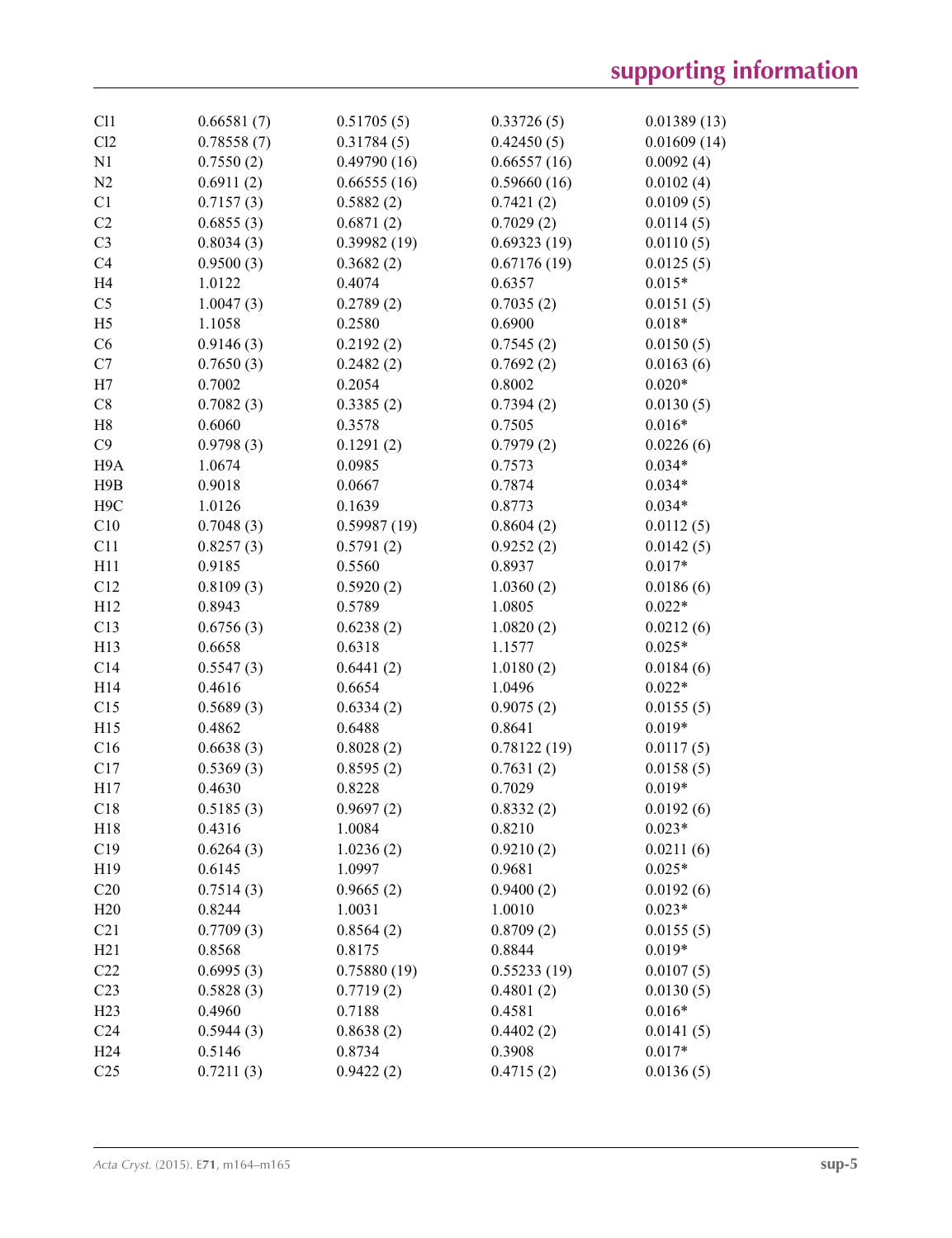| | | | | |
|---|---|---|---|---|
| Cl1 | 0.66581 (7) | 0.51705 (5) | 0.33726 (5) | 0.01389 (13) |
| Cl2 | 0.78558 (7) | 0.31784 (5) | 0.42450 (5) | 0.01609 (14) |
| N1 | 0.7550 (2) | 0.49790 (16) | 0.66557 (16) | 0.0092 (4) |
| N2 | 0.6911 (2) | 0.66555 (16) | 0.59660 (16) | 0.0102 (4) |
| C1 | 0.7157 (3) | 0.5882 (2) | 0.7421 (2) | 0.0109 (5) |
| C2 | 0.6855 (3) | 0.6871 (2) | 0.7029 (2) | 0.0114 (5) |
| C3 | 0.8034 (3) | 0.39982 (19) | 0.69323 (19) | 0.0110 (5) |
| C4 | 0.9500 (3) | 0.3682 (2) | 0.67176 (19) | 0.0125 (5) |
| H4 | 1.0122 | 0.4074 | 0.6357 | 0.015* |
| C5 | 1.0047 (3) | 0.2789 (2) | 0.7035 (2) | 0.0151 (5) |
| H5 | 1.1058 | 0.2580 | 0.6900 | 0.018* |
| C6 | 0.9146 (3) | 0.2192 (2) | 0.7545 (2) | 0.0150 (5) |
| C7 | 0.7650 (3) | 0.2482 (2) | 0.7692 (2) | 0.0163 (6) |
| H7 | 0.7002 | 0.2054 | 0.8002 | 0.020* |
| C8 | 0.7082 (3) | 0.3385 (2) | 0.7394 (2) | 0.0130 (5) |
| H8 | 0.6060 | 0.3578 | 0.7505 | 0.016* |
| C9 | 0.9798 (3) | 0.1291 (2) | 0.7979 (2) | 0.0226 (6) |
| H9A | 1.0674 | 0.0985 | 0.7573 | 0.034* |
| H9B | 0.9018 | 0.0667 | 0.7874 | 0.034* |
| H9C | 1.0126 | 0.1639 | 0.8773 | 0.034* |
| C10 | 0.7048 (3) | 0.59987 (19) | 0.8604 (2) | 0.0112 (5) |
| C11 | 0.8257 (3) | 0.5791 (2) | 0.9252 (2) | 0.0142 (5) |
| H11 | 0.9185 | 0.5560 | 0.8937 | 0.017* |
| C12 | 0.8109 (3) | 0.5920 (2) | 1.0360 (2) | 0.0186 (6) |
| H12 | 0.8943 | 0.5789 | 1.0805 | 0.022* |
| C13 | 0.6756 (3) | 0.6238 (2) | 1.0820 (2) | 0.0212 (6) |
| H13 | 0.6658 | 0.6318 | 1.1577 | 0.025* |
| C14 | 0.5547 (3) | 0.6441 (2) | 1.0180 (2) | 0.0184 (6) |
| H14 | 0.4616 | 0.6654 | 1.0496 | 0.022* |
| C15 | 0.5689 (3) | 0.6334 (2) | 0.9075 (2) | 0.0155 (5) |
| H15 | 0.4862 | 0.6488 | 0.8641 | 0.019* |
| C16 | 0.6638 (3) | 0.8028 (2) | 0.78122 (19) | 0.0117 (5) |
| C17 | 0.5369 (3) | 0.8595 (2) | 0.7631 (2) | 0.0158 (5) |
| H17 | 0.4630 | 0.8228 | 0.7029 | 0.019* |
| C18 | 0.5185 (3) | 0.9697 (2) | 0.8332 (2) | 0.0192 (6) |
| H18 | 0.4316 | 1.0084 | 0.8210 | 0.023* |
| C19 | 0.6264 (3) | 1.0236 (2) | 0.9210 (2) | 0.0211 (6) |
| H19 | 0.6145 | 1.0997 | 0.9681 | 0.025* |
| C20 | 0.7514 (3) | 0.9665 (2) | 0.9400 (2) | 0.0192 (6) |
| H20 | 0.8244 | 1.0031 | 1.0010 | 0.023* |
| C21 | 0.7709 (3) | 0.8564 (2) | 0.8709 (2) | 0.0155 (5) |
| H21 | 0.8568 | 0.8175 | 0.8844 | 0.019* |
| C22 | 0.6995 (3) | 0.75880 (19) | 0.55233 (19) | 0.0107 (5) |
| C23 | 0.5828 (3) | 0.7719 (2) | 0.4801 (2) | 0.0130 (5) |
| H23 | 0.4960 | 0.7188 | 0.4581 | 0.016* |
| C24 | 0.5944 (3) | 0.8638 (2) | 0.4402 (2) | 0.0141 (5) |
| H24 | 0.5146 | 0.8734 | 0.3908 | 0.017* |
| C25 | 0.7211 (3) | 0.9422 (2) | 0.4715 (2) | 0.0136 (5) |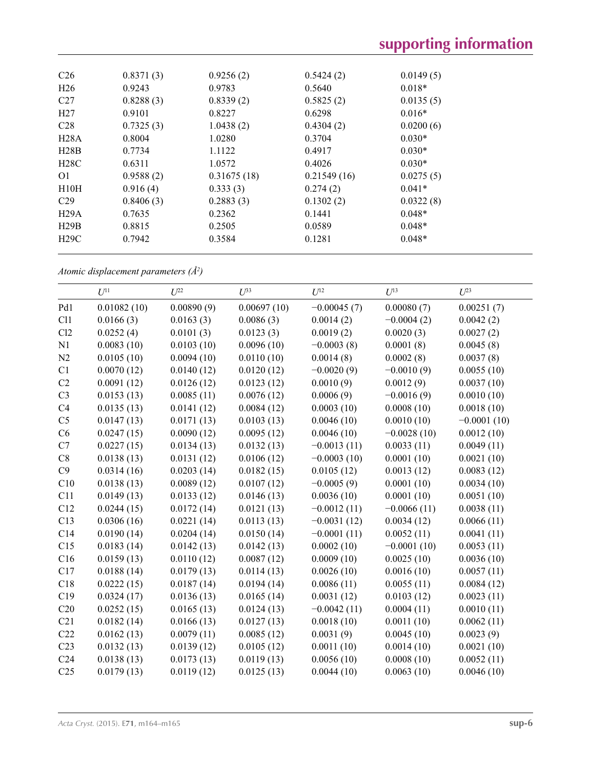| | | | | |
|---|---|---|---|---|
| C26 | 0.8371 (3) | 0.9256 (2) | 0.5424 (2) | 0.0149 (5) |
| H26 | 0.9243 | 0.9783 | 0.5640 | 0.018* |
| C27 | 0.8288 (3) | 0.8339 (2) | 0.5825 (2) | 0.0135 (5) |
| H27 | 0.9101 | 0.8227 | 0.6298 | 0.016* |
| C28 | 0.7325 (3) | 1.0438 (2) | 0.4304 (2) | 0.0200 (6) |
| H28A | 0.8004 | 1.0280 | 0.3704 | 0.030* |
| H28B | 0.7734 | 1.1122 | 0.4917 | 0.030* |
| H28C | 0.6311 | 1.0572 | 0.4026 | 0.030* |
| O1 | 0.9588 (2) | 0.31675 (18) | 0.21549 (16) | 0.0275 (5) |
| H10H | 0.916 (4) | 0.333 (3) | 0.274 (2) | 0.041* |
| C29 | 0.8406 (3) | 0.2883 (3) | 0.1302 (2) | 0.0322 (8) |
| H29A | 0.7635 | 0.2362 | 0.1441 | 0.048* |
| H29B | 0.8815 | 0.2505 | 0.0589 | 0.048* |
| H29C | 0.7942 | 0.3584 | 0.1281 | 0.048* |

*Atomic displacement parameters (Å²)*

| | $U^{11}$ | $U^{22}$ | $U^{33}$ | $U^{12}$ | $U^{13}$ | $U^{23}$ |
|---|---|---|---|---|---|---|
| Pd1 | 0.01082 (10) | 0.00890 (9) | 0.00697 (10) | −0.00045 (7) | 0.00080 (7) | 0.00251 (7) |
| Cl1 | 0.0166 (3) | 0.0163 (3) | 0.0086 (3) | 0.0014 (2) | −0.0004 (2) | 0.0042 (2) |
| Cl2 | 0.0252 (4) | 0.0101 (3) | 0.0123 (3) | 0.0019 (2) | 0.0020 (3) | 0.0027 (2) |
| N1 | 0.0083 (10) | 0.0103 (10) | 0.0096 (10) | −0.0003 (8) | 0.0001 (8) | 0.0045 (8) |
| N2 | 0.0105 (10) | 0.0094 (10) | 0.0110 (10) | 0.0014 (8) | 0.0002 (8) | 0.0037 (8) |
| C1 | 0.0070 (12) | 0.0140 (12) | 0.0120 (12) | −0.0020 (9) | −0.0010 (9) | 0.0055 (10) |
| C2 | 0.0091 (12) | 0.0126 (12) | 0.0123 (12) | 0.0010 (9) | 0.0012 (9) | 0.0037 (10) |
| C3 | 0.0153 (13) | 0.0085 (11) | 0.0076 (12) | 0.0006 (9) | −0.0016 (9) | 0.0010 (10) |
| C4 | 0.0135 (13) | 0.0141 (12) | 0.0084 (12) | 0.0003 (10) | 0.0008 (10) | 0.0018 (10) |
| C5 | 0.0147 (13) | 0.0171 (13) | 0.0103 (13) | 0.0046 (10) | 0.0010 (10) | −0.0001 (10) |
| C6 | 0.0247 (15) | 0.0090 (12) | 0.0095 (12) | 0.0046 (10) | −0.0028 (10) | 0.0012 (10) |
| C7 | 0.0227 (15) | 0.0134 (13) | 0.0132 (13) | −0.0013 (11) | 0.0033 (11) | 0.0049 (11) |
| C8 | 0.0138 (13) | 0.0131 (12) | 0.0106 (12) | −0.0003 (10) | 0.0001 (10) | 0.0021 (10) |
| C9 | 0.0314 (16) | 0.0203 (14) | 0.0182 (15) | 0.0105 (12) | 0.0013 (12) | 0.0083 (12) |
| C10 | 0.0138 (13) | 0.0089 (12) | 0.0107 (12) | −0.0005 (9) | 0.0001 (10) | 0.0034 (10) |
| C11 | 0.0149 (13) | 0.0133 (12) | 0.0146 (13) | 0.0036 (10) | 0.0001 (10) | 0.0051 (10) |
| C12 | 0.0244 (15) | 0.0172 (14) | 0.0121 (13) | −0.0012 (11) | −0.0066 (11) | 0.0038 (11) |
| C13 | 0.0306 (16) | 0.0221 (14) | 0.0113 (13) | −0.0031 (12) | 0.0034 (12) | 0.0066 (11) |
| C14 | 0.0190 (14) | 0.0204 (14) | 0.0150 (14) | −0.0001 (11) | 0.0052 (11) | 0.0041 (11) |
| C15 | 0.0183 (14) | 0.0142 (13) | 0.0142 (13) | 0.0002 (10) | −0.0001 (10) | 0.0053 (11) |
| C16 | 0.0159 (13) | 0.0110 (12) | 0.0087 (12) | 0.0009 (10) | 0.0025 (10) | 0.0036 (10) |
| C17 | 0.0188 (14) | 0.0179 (13) | 0.0114 (13) | 0.0026 (10) | 0.0016 (10) | 0.0057 (11) |
| C18 | 0.0222 (15) | 0.0187 (14) | 0.0194 (14) | 0.0086 (11) | 0.0055 (11) | 0.0084 (12) |
| C19 | 0.0324 (17) | 0.0136 (13) | 0.0165 (14) | 0.0031 (12) | 0.0103 (12) | 0.0023 (11) |
| C20 | 0.0252 (15) | 0.0165 (13) | 0.0124 (13) | −0.0042 (11) | 0.0004 (11) | 0.0010 (11) |
| C21 | 0.0182 (14) | 0.0166 (13) | 0.0127 (13) | 0.0018 (10) | 0.0011 (10) | 0.0062 (11) |
| C22 | 0.0162 (13) | 0.0079 (11) | 0.0085 (12) | 0.0031 (9) | 0.0045 (10) | 0.0023 (9) |
| C23 | 0.0132 (13) | 0.0139 (12) | 0.0105 (12) | 0.0011 (10) | 0.0014 (10) | 0.0021 (10) |
| C24 | 0.0138 (13) | 0.0173 (13) | 0.0119 (13) | 0.0056 (10) | 0.0008 (10) | 0.0052 (11) |
| C25 | 0.0179 (13) | 0.0119 (12) | 0.0125 (13) | 0.0044 (10) | 0.0063 (10) | 0.0046 (10) |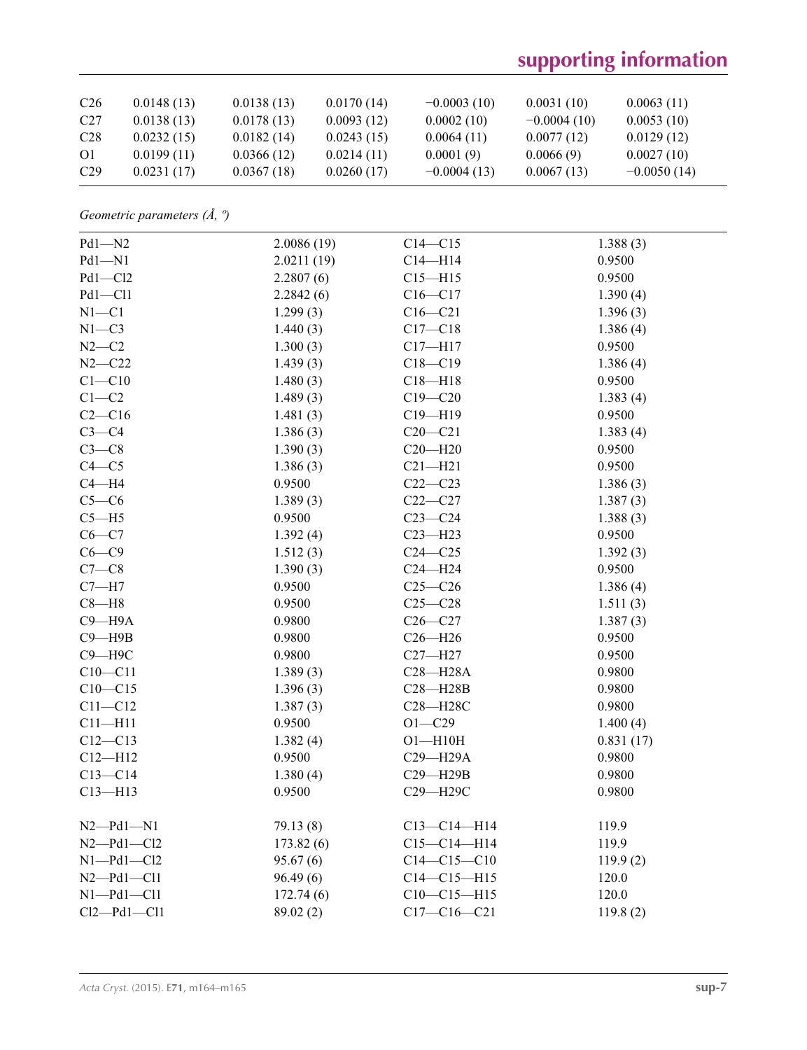| | | | | | | |
|---|---|---|---|---|---|---|
| C26 | 0.0148 (13) | 0.0138 (13) | 0.0170 (14) | −0.0003 (10) | 0.0031 (10) | 0.0063 (11) |
| C27 | 0.0138 (13) | 0.0178 (13) | 0.0093 (12) | 0.0002 (10) | −0.0004 (10) | 0.0053 (10) |
| C28 | 0.0232 (15) | 0.0182 (14) | 0.0243 (15) | 0.0064 (11) | 0.0077 (12) | 0.0129 (12) |
| O1 | 0.0199 (11) | 0.0366 (12) | 0.0214 (11) | 0.0001 (9) | 0.0066 (9) | 0.0027 (10) |
| C29 | 0.0231 (17) | 0.0367 (18) | 0.0260 (17) | −0.0004 (13) | 0.0067 (13) | −0.0050 (14) |

*Geometric parameters (Å, º)*

| | | | |
|---|---|---|---|
| Pd1—N2 | 2.0086 (19) | C14—C15 | 1.388 (3) |
| Pd1—N1 | 2.0211 (19) | C14—H14 | 0.9500 |
| Pd1—Cl2 | 2.2807 (6) | C15—H15 | 0.9500 |
| Pd1—Cl1 | 2.2842 (6) | C16—C17 | 1.390 (4) |
| N1—C1 | 1.299 (3) | C16—C21 | 1.396 (3) |
| N1—C3 | 1.440 (3) | C17—C18 | 1.386 (4) |
| N2—C2 | 1.300 (3) | C17—H17 | 0.9500 |
| N2—C22 | 1.439 (3) | C18—C19 | 1.386 (4) |
| C1—C10 | 1.480 (3) | C18—H18 | 0.9500 |
| C1—C2 | 1.489 (3) | C19—C20 | 1.383 (4) |
| C2—C16 | 1.481 (3) | C19—H19 | 0.9500 |
| C3—C4 | 1.386 (3) | C20—C21 | 1.383 (4) |
| C3—C8 | 1.390 (3) | C20—H20 | 0.9500 |
| C4—C5 | 1.386 (3) | C21—H21 | 0.9500 |
| C4—H4 | 0.9500 | C22—C23 | 1.386 (3) |
| C5—C6 | 1.389 (3) | C22—C27 | 1.387 (3) |
| C5—H5 | 0.9500 | C23—C24 | 1.388 (3) |
| C6—C7 | 1.392 (4) | C23—H23 | 0.9500 |
| C6—C9 | 1.512 (3) | C24—C25 | 1.392 (3) |
| C7—C8 | 1.390 (3) | C24—H24 | 0.9500 |
| C7—H7 | 0.9500 | C25—C26 | 1.386 (4) |
| C8—H8 | 0.9500 | C25—C28 | 1.511 (3) |
| C9—H9A | 0.9800 | C26—C27 | 1.387 (3) |
| C9—H9B | 0.9800 | C26—H26 | 0.9500 |
| C9—H9C | 0.9800 | C27—H27 | 0.9500 |
| C10—C11 | 1.389 (3) | C28—H28A | 0.9800 |
| C10—C15 | 1.396 (3) | C28—H28B | 0.9800 |
| C11—C12 | 1.387 (3) | C28—H28C | 0.9800 |
| C11—H11 | 0.9500 | O1—C29 | 1.400 (4) |
| C12—C13 | 1.382 (4) | O1—H10H | 0.831 (17) |
| C12—H12 | 0.9500 | C29—H29A | 0.9800 |
| C13—C14 | 1.380 (4) | C29—H29B | 0.9800 |
| C13—H13 | 0.9500 | C29—H29C | 0.9800 |
| | | | |
| N2—Pd1—N1 | 79.13 (8) | C13—C14—H14 | 119.9 |
| N2—Pd1—Cl2 | 173.82 (6) | C15—C14—H14 | 119.9 |
| N1—Pd1—Cl2 | 95.67 (6) | C14—C15—C10 | 119.9 (2) |
| N2—Pd1—Cl1 | 96.49 (6) | C14—C15—H15 | 120.0 |
| N1—Pd1—Cl1 | 172.74 (6) | C10—C15—H15 | 120.0 |
| Cl2—Pd1—Cl1 | 89.02 (2) | C17—C16—C21 | 119.8 (2) |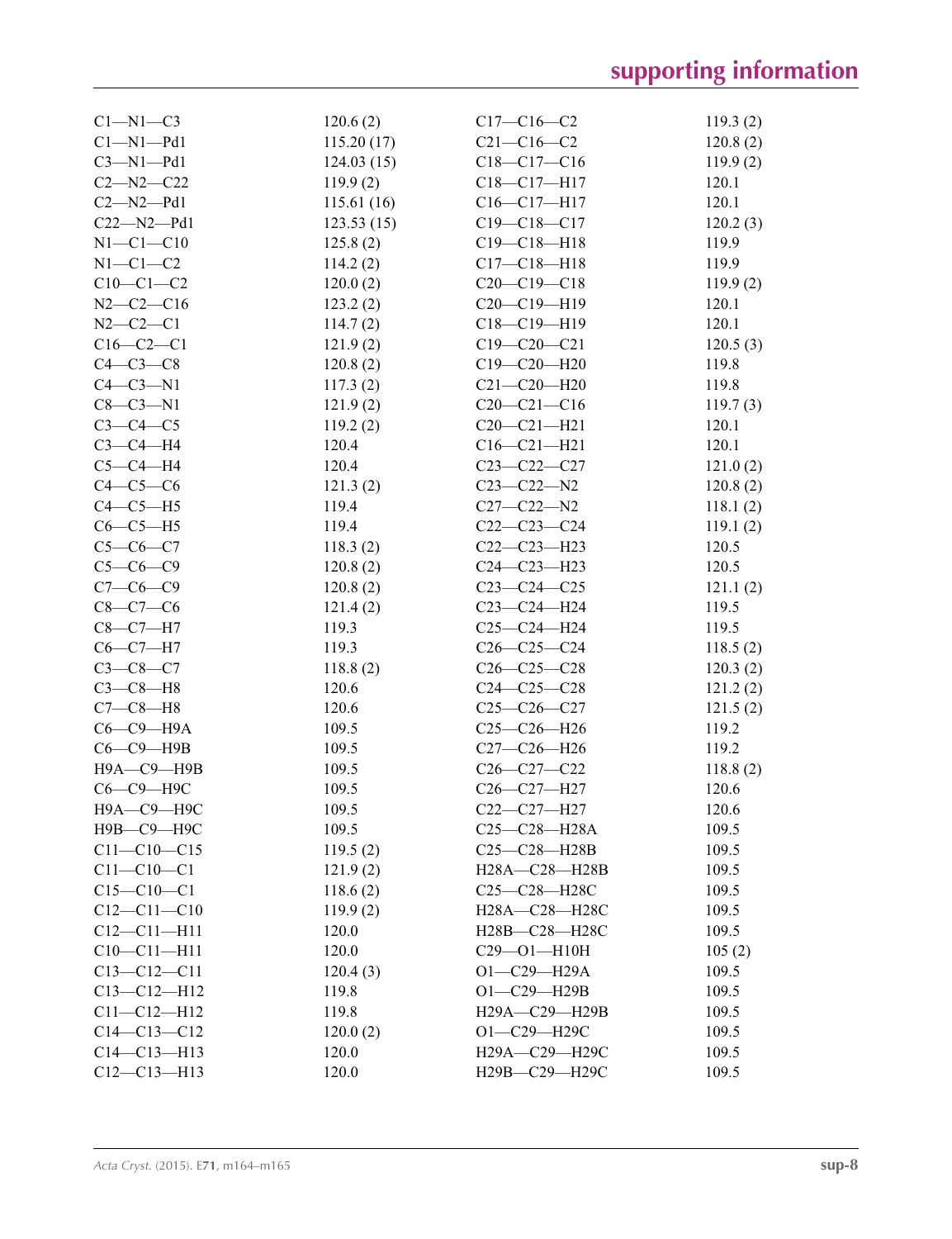| | | | |
|---|---|---|---|
| C1—N1—C3 | 120.6 (2) | C17—C16—C2 | 119.3 (2) |
| C1—N1—Pd1 | 115.20 (17) | C21—C16—C2 | 120.8 (2) |
| C3—N1—Pd1 | 124.03 (15) | C18—C17—C16 | 119.9 (2) |
| C2—N2—C22 | 119.9 (2) | C18—C17—H17 | 120.1 |
| C2—N2—Pd1 | 115.61 (16) | C16—C17—H17 | 120.1 |
| C22—N2—Pd1 | 123.53 (15) | C19—C18—C17 | 120.2 (3) |
| N1—C1—C10 | 125.8 (2) | C19—C18—H18 | 119.9 |
| N1—C1—C2 | 114.2 (2) | C17—C18—H18 | 119.9 |
| C10—C1—C2 | 120.0 (2) | C20—C19—C18 | 119.9 (2) |
| N2—C2—C16 | 123.2 (2) | C20—C19—H19 | 120.1 |
| N2—C2—C1 | 114.7 (2) | C18—C19—H19 | 120.1 |
| C16—C2—C1 | 121.9 (2) | C19—C20—C21 | 120.5 (3) |
| C4—C3—C8 | 120.8 (2) | C19—C20—H20 | 119.8 |
| C4—C3—N1 | 117.3 (2) | C21—C20—H20 | 119.8 |
| C8—C3—N1 | 121.9 (2) | C20—C21—C16 | 119.7 (3) |
| C3—C4—C5 | 119.2 (2) | C20—C21—H21 | 120.1 |
| C3—C4—H4 | 120.4 | C16—C21—H21 | 120.1 |
| C5—C4—H4 | 120.4 | C23—C22—C27 | 121.0 (2) |
| C4—C5—C6 | 121.3 (2) | C23—C22—N2 | 120.8 (2) |
| C4—C5—H5 | 119.4 | C27—C22—N2 | 118.1 (2) |
| C6—C5—H5 | 119.4 | C22—C23—C24 | 119.1 (2) |
| C5—C6—C7 | 118.3 (2) | C22—C23—H23 | 120.5 |
| C5—C6—C9 | 120.8 (2) | C24—C23—H23 | 120.5 |
| C7—C6—C9 | 120.8 (2) | C23—C24—C25 | 121.1 (2) |
| C8—C7—C6 | 121.4 (2) | C23—C24—H24 | 119.5 |
| C8—C7—H7 | 119.3 | C25—C24—H24 | 119.5 |
| C6—C7—H7 | 119.3 | C26—C25—C24 | 118.5 (2) |
| C3—C8—C7 | 118.8 (2) | C26—C25—C28 | 120.3 (2) |
| C3—C8—H8 | 120.6 | C24—C25—C28 | 121.2 (2) |
| C7—C8—H8 | 120.6 | C25—C26—C27 | 121.5 (2) |
| C6—C9—H9A | 109.5 | C25—C26—H26 | 119.2 |
| C6—C9—H9B | 109.5 | C27—C26—H26 | 119.2 |
| H9A—C9—H9B | 109.5 | C26—C27—C22 | 118.8 (2) |
| C6—C9—H9C | 109.5 | C26—C27—H27 | 120.6 |
| H9A—C9—H9C | 109.5 | C22—C27—H27 | 120.6 |
| H9B—C9—H9C | 109.5 | C25—C28—H28A | 109.5 |
| C11—C10—C15 | 119.5 (2) | C25—C28—H28B | 109.5 |
| C11—C10—C1 | 121.9 (2) | H28A—C28—H28B | 109.5 |
| C15—C10—C1 | 118.6 (2) | C25—C28—H28C | 109.5 |
| C12—C11—C10 | 119.9 (2) | H28A—C28—H28C | 109.5 |
| C12—C11—H11 | 120.0 | H28B—C28—H28C | 109.5 |
| C10—C11—H11 | 120.0 | C29—O1—H10H | 105 (2) |
| C13—C12—C11 | 120.4 (3) | O1—C29—H29A | 109.5 |
| C13—C12—H12 | 119.8 | O1—C29—H29B | 109.5 |
| C11—C12—H12 | 119.8 | H29A—C29—H29B | 109.5 |
| C14—C13—C12 | 120.0 (2) | O1—C29—H29C | 109.5 |
| C14—C13—H13 | 120.0 | H29A—C29—H29C | 109.5 |
| C12—C13—H13 | 120.0 | H29B—C29—H29C | 109.5 |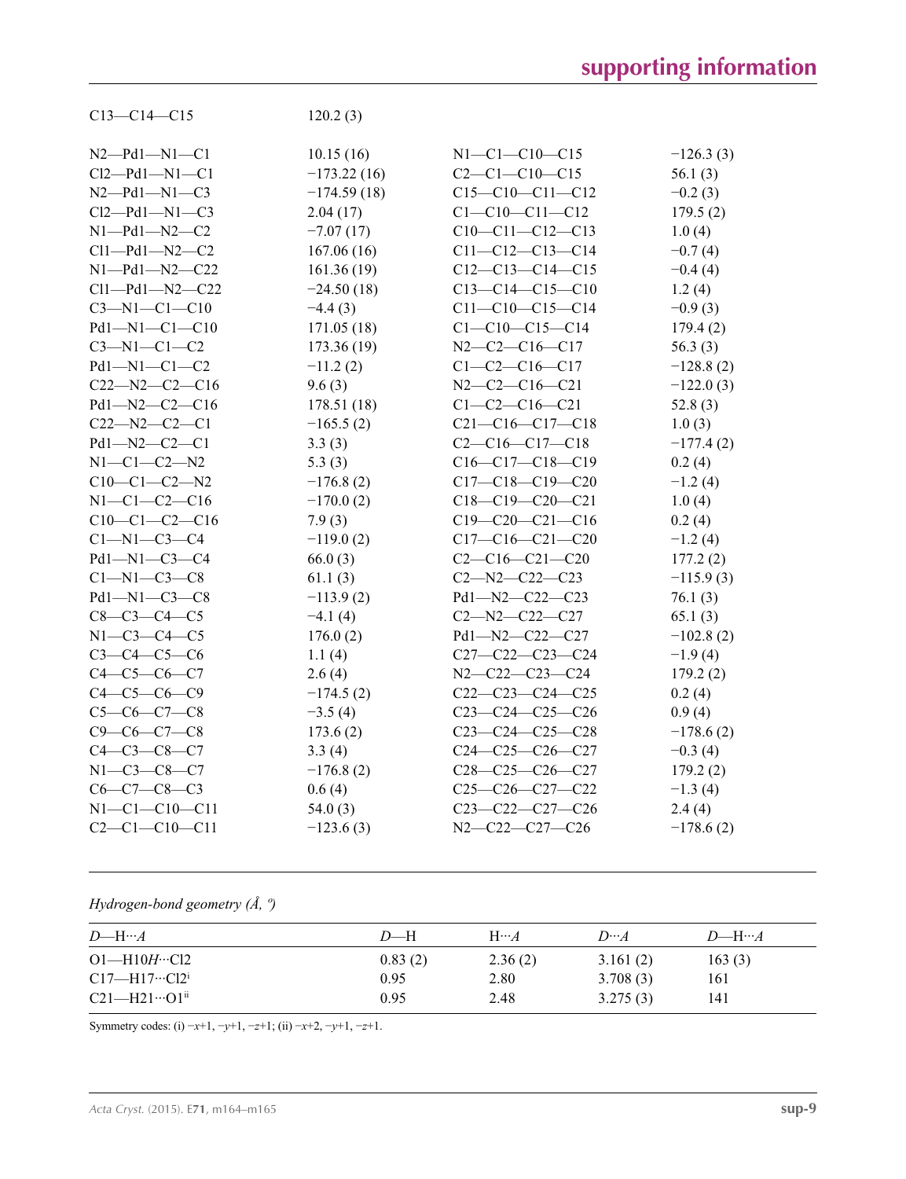| | |
|---|---|
| C13—C14—C15 | 120.2 (3) |

| | | | |
|---|---|---|---|
| N2—Pd1—N1—C1 | 10.15 (16) | N1—C1—C10—C15 | −126.3 (3) |
| Cl2—Pd1—N1—C1 | −173.22 (16) | C2—C1—C10—C15 | 56.1 (3) |
| N2—Pd1—N1—C3 | −174.59 (18) | C15—C10—C11—C12 | −0.2 (3) |
| Cl2—Pd1—N1—C3 | 2.04 (17) | C1—C10—C11—C12 | 179.5 (2) |
| N1—Pd1—N2—C2 | −7.07 (17) | C10—C11—C12—C13 | 1.0 (4) |
| Cl1—Pd1—N2—C2 | 167.06 (16) | C11—C12—C13—C14 | −0.7 (4) |
| N1—Pd1—N2—C22 | 161.36 (19) | C12—C13—C14—C15 | −0.4 (4) |
| Cl1—Pd1—N2—C22 | −24.50 (18) | C13—C14—C15—C10 | 1.2 (4) |
| C3—N1—C1—C10 | −4.4 (3) | C11—C10—C15—C14 | −0.9 (3) |
| Pd1—N1—C1—C10 | 171.05 (18) | C1—C10—C15—C14 | 179.4 (2) |
| C3—N1—C1—C2 | 173.36 (19) | N2—C2—C16—C17 | 56.3 (3) |
| Pd1—N1—C1—C2 | −11.2 (2) | C1—C2—C16—C17 | −128.8 (2) |
| C22—N2—C2—C16 | 9.6 (3) | N2—C2—C16—C21 | −122.0 (3) |
| Pd1—N2—C2—C16 | 178.51 (18) | C1—C2—C16—C21 | 52.8 (3) |
| C22—N2—C2—C1 | −165.5 (2) | C21—C16—C17—C18 | 1.0 (3) |
| Pd1—N2—C2—C1 | 3.3 (3) | C2—C16—C17—C18 | −177.4 (2) |
| N1—C1—C2—N2 | 5.3 (3) | C16—C17—C18—C19 | 0.2 (4) |
| C10—C1—C2—N2 | −176.8 (2) | C17—C18—C19—C20 | −1.2 (4) |
| N1—C1—C2—C16 | −170.0 (2) | C18—C19—C20—C21 | 1.0 (4) |
| C10—C1—C2—C16 | 7.9 (3) | C19—C20—C21—C16 | 0.2 (4) |
| C1—N1—C3—C4 | −119.0 (2) | C17—C16—C21—C20 | −1.2 (4) |
| Pd1—N1—C3—C4 | 66.0 (3) | C2—C16—C21—C20 | 177.2 (2) |
| C1—N1—C3—C8 | 61.1 (3) | C2—N2—C22—C23 | −115.9 (3) |
| Pd1—N1—C3—C8 | −113.9 (2) | Pd1—N2—C22—C23 | 76.1 (3) |
| C8—C3—C4—C5 | −4.1 (4) | C2—N2—C22—C27 | 65.1 (3) |
| N1—C3—C4—C5 | 176.0 (2) | Pd1—N2—C22—C27 | −102.8 (2) |
| C3—C4—C5—C6 | 1.1 (4) | C27—C22—C23—C24 | −1.9 (4) |
| C4—C5—C6—C7 | 2.6 (4) | N2—C22—C23—C24 | 179.2 (2) |
| C4—C5—C6—C9 | −174.5 (2) | C22—C23—C24—C25 | 0.2 (4) |
| C5—C6—C7—C8 | −3.5 (4) | C23—C24—C25—C26 | 0.9 (4) |
| C9—C6—C7—C8 | 173.6 (2) | C23—C24—C25—C28 | −178.6 (2) |
| C4—C3—C8—C7 | 3.3 (4) | C24—C25—C26—C27 | −0.3 (4) |
| N1—C3—C8—C7 | −176.8 (2) | C28—C25—C26—C27 | 179.2 (2) |
| C6—C7—C8—C3 | 0.6 (4) | C25—C26—C27—C22 | −1.3 (4) |
| N1—C1—C10—C11 | 54.0 (3) | C23—C22—C27—C26 | 2.4 (4) |
| C2—C1—C10—C11 | −123.6 (3) | N2—C22—C27—C26 | −178.6 (2) |

*Hydrogen-bond geometry (Å, º)*

| *D*—H···*A* | *D*—H | H···*A* | *D*···*A* | *D*—H···*A* |
|---|---|---|---|---|
| O1—H1O*H*···Cl2 | 0.83 (2) | 2.36 (2) | 3.161 (2) | 163 (3) |
| C17—H17···Cl2[i] | 0.95 | 2.80 | 3.708 (3) | 161 |
| C21—H21···O1[ii] | 0.95 | 2.48 | 3.275 (3) | 141 |

Symmetry codes: (i) −*x*+1, −*y*+1, −*z*+1; (ii) −*x*+2, −*y*+1, −*z*+1.